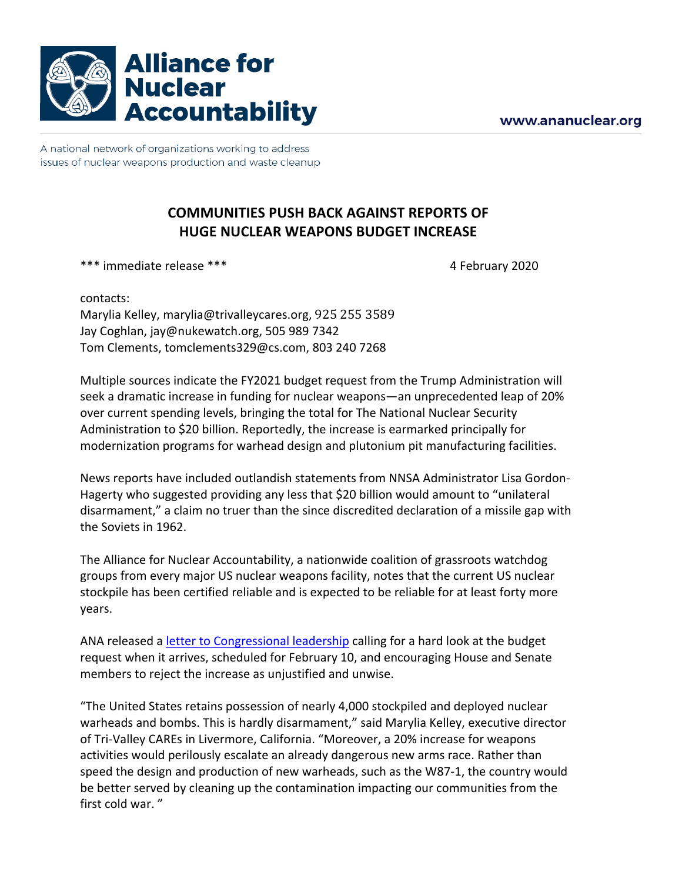# Alliance for Nuclear Accountability

www.ananuclear.org

A national network of organizations working to address issues of nuclear weapons production and waste cleanup

## COMMUNITIES PUSH BACK AGAINST REPORTS OF HUGE NUCLEAR WEAPONS BUDGET INCREASE

*** immediate release *** 4 February 2020

contacts:
Marylia Kelley, marylia@trivalleycares.org, 925 255 3589
Jay Coghlan, jay@nukewatch.org, 505 989 7342
Tom Clements, tomclements329@cs.com, 803 240 7268

Multiple sources indicate the FY2021 budget request from the Trump Administration will seek a dramatic increase in funding for nuclear weapons—an unprecedented leap of 20% over current spending levels, bringing the total for The National Nuclear Security Administration to $20 billion. Reportedly, the increase is earmarked principally for modernization programs for warhead design and plutonium pit manufacturing facilities.

News reports have included outlandish statements from NNSA Administrator Lisa Gordon-Hagerty who suggested providing any less that $20 billion would amount to "unilateral disarmament," a claim no truer than the since discredited declaration of a missile gap with the Soviets in 1962.

The Alliance for Nuclear Accountability, a nationwide coalition of grassroots watchdog groups from every major US nuclear weapons facility, notes that the current US nuclear stockpile has been certified reliable and is expected to be reliable for at least forty more years.

ANA released a [letter to Congressional leadership] calling for a hard look at the budget request when it arrives, scheduled for February 10, and encouraging House and Senate members to reject the increase as unjustified and unwise.

"The United States retains possession of nearly 4,000 stockpiled and deployed nuclear warheads and bombs. This is hardly disarmament," said Marylia Kelley, executive director of Tri-Valley CAREs in Livermore, California. "Moreover, a 20% increase for weapons activities would perilously escalate an already dangerous new arms race. Rather than speed the design and production of new warheads, such as the W87-1, the country would be better served by cleaning up the contamination impacting our communities from the first cold war. "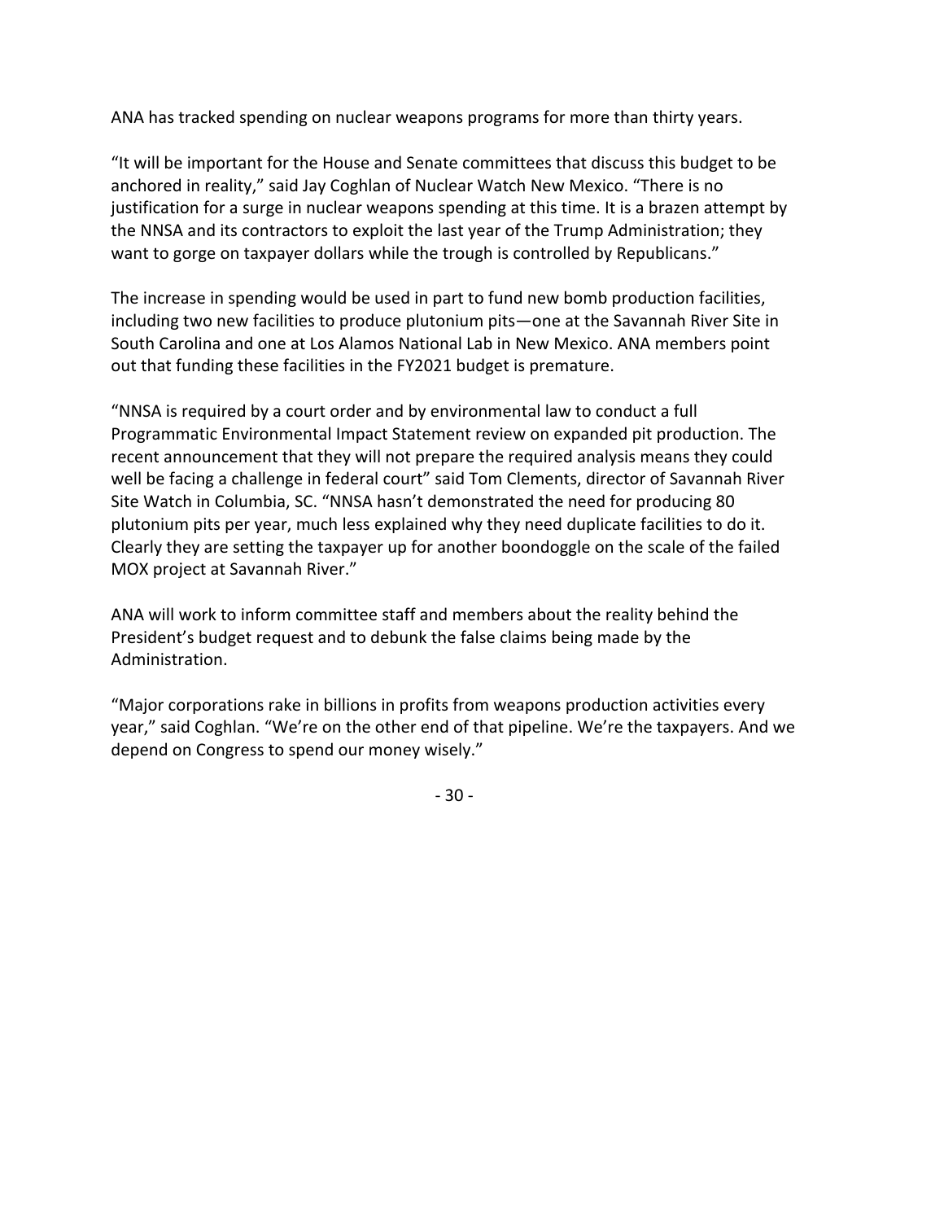ANA has tracked spending on nuclear weapons programs for more than thirty years.

"It will be important for the House and Senate committees that discuss this budget to be anchored in reality," said Jay Coghlan of Nuclear Watch New Mexico. "There is no justification for a surge in nuclear weapons spending at this time. It is a brazen attempt by the NNSA and its contractors to exploit the last year of the Trump Administration; they want to gorge on taxpayer dollars while the trough is controlled by Republicans."

The increase in spending would be used in part to fund new bomb production facilities, including two new facilities to produce plutonium pits—one at the Savannah River Site in South Carolina and one at Los Alamos National Lab in New Mexico. ANA members point out that funding these facilities in the FY2021 budget is premature.

"NNSA is required by a court order and by environmental law to conduct a full Programmatic Environmental Impact Statement review on expanded pit production. The recent announcement that they will not prepare the required analysis means they could well be facing a challenge in federal court" said Tom Clements, director of Savannah River Site Watch in Columbia, SC. "NNSA hasn't demonstrated the need for producing 80 plutonium pits per year, much less explained why they need duplicate facilities to do it. Clearly they are setting the taxpayer up for another boondoggle on the scale of the failed MOX project at Savannah River."

ANA will work to inform committee staff and members about the reality behind the President's budget request and to debunk the false claims being made by the Administration.

"Major corporations rake in billions in profits from weapons production activities every year," said Coghlan. "We're on the other end of that pipeline. We're the taxpayers. And we depend on Congress to spend our money wisely."

- 30 -